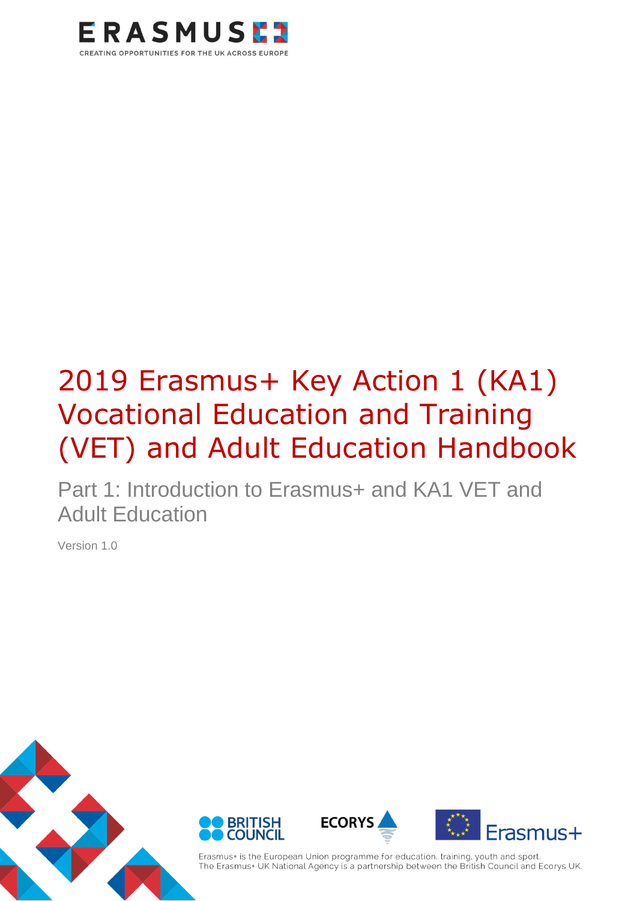ERASMUS+

CREATING OPPORTUNITIES FOR THE UK ACROSS EUROPE

# 2019 Erasmus+ Key Action 1 (KA1) Vocational Education and Training (VET) and Adult Education Handbook

## Part 1: Introduction to Erasmus+ and KA1 VET and Adult Education

Version 1.0

BRITISH COUNCIL

ECORYS

Erasmus+

Erasmus+ is the European Union programme for education, training, youth and sport.
The Erasmus+ UK National Agency is a partnership between the British Council and Ecorys UK.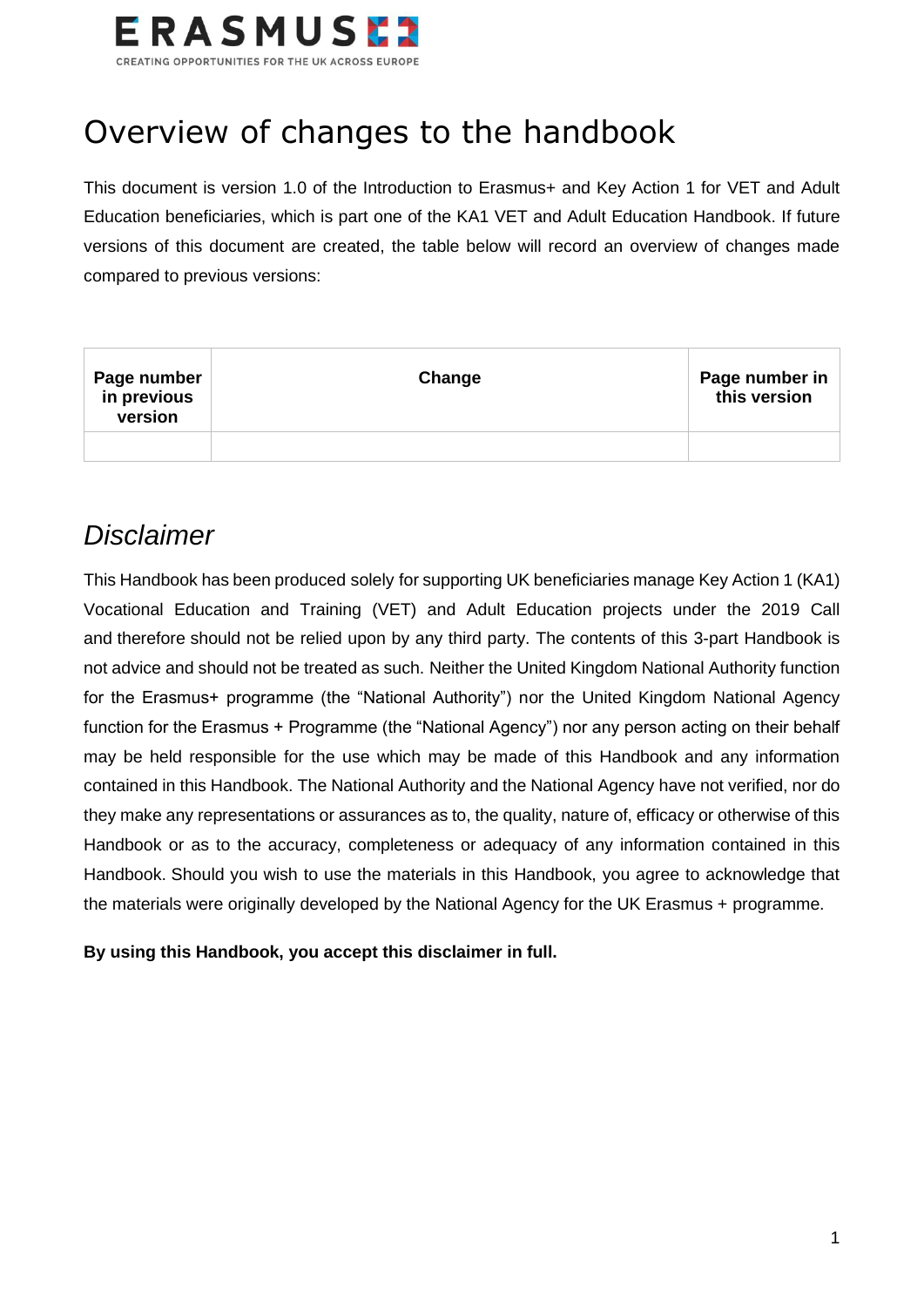# Overview of changes to the handbook

This document is version 1.0 of the Introduction to Erasmus+ and Key Action 1 for VET and Adult Education beneficiaries, which is part one of the KA1 VET and Adult Education Handbook. If future versions of this document are created, the table below will record an overview of changes made compared to previous versions:

| Page number in previous version | Change | Page number in this version |
|---|---|---|
| | | |

## *Disclaimer*

This Handbook has been produced solely for supporting UK beneficiaries manage Key Action 1 (KA1) Vocational Education and Training (VET) and Adult Education projects under the 2019 Call and therefore should not be relied upon by any third party. The contents of this 3-part Handbook is not advice and should not be treated as such. Neither the United Kingdom National Authority function for the Erasmus+ programme (the "National Authority") nor the United Kingdom National Agency function for the Erasmus + Programme (the "National Agency") nor any person acting on their behalf may be held responsible for the use which may be made of this Handbook and any information contained in this Handbook. The National Authority and the National Agency have not verified, nor do they make any representations or assurances as to, the quality, nature of, efficacy or otherwise of this Handbook or as to the accuracy, completeness or adequacy of any information contained in this Handbook. Should you wish to use the materials in this Handbook, you agree to acknowledge that the materials were originally developed by the National Agency for the UK Erasmus + programme.

**By using this Handbook, you accept this disclaimer in full.**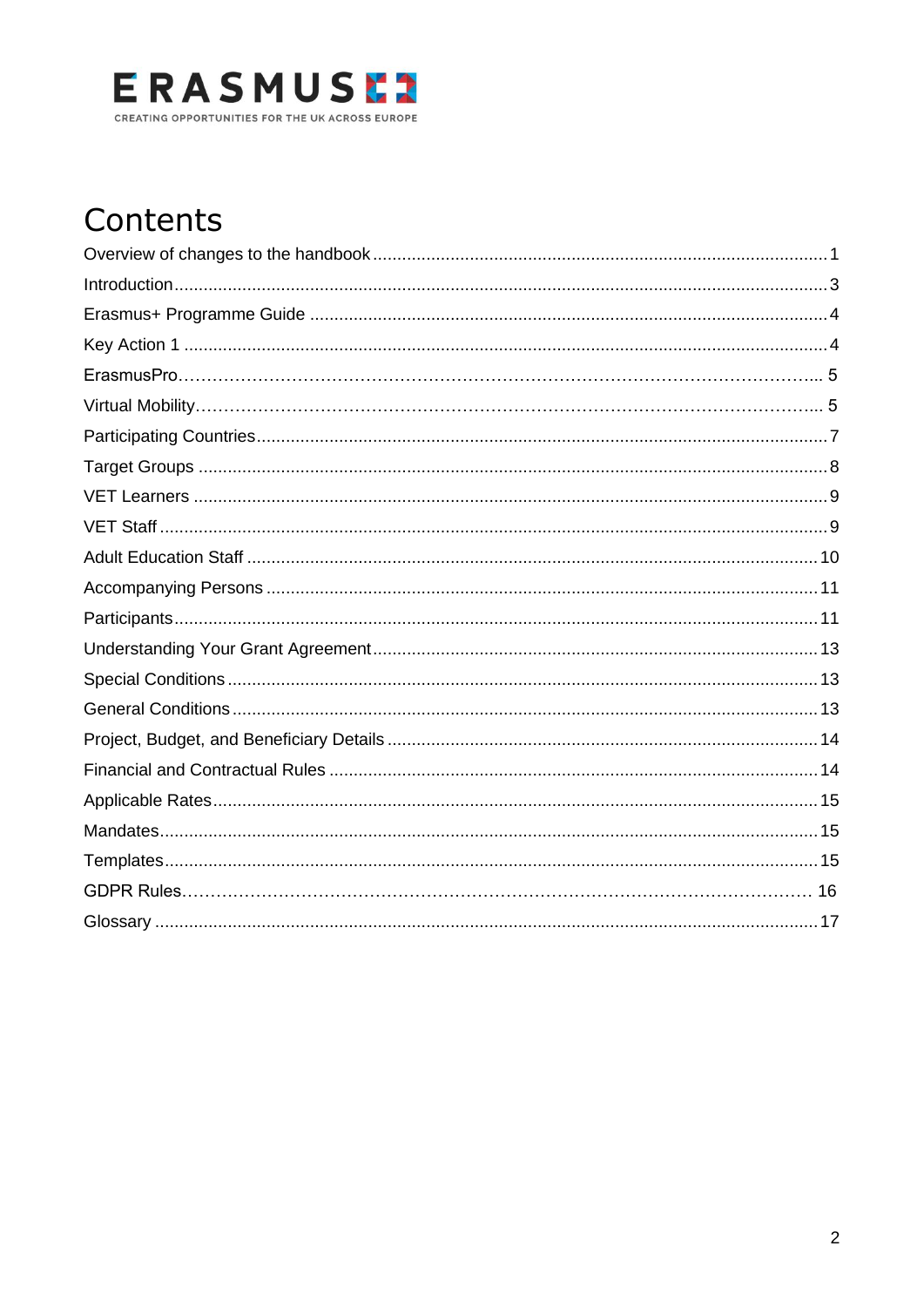ERASMUS+

CREATING OPPORTUNITIES FOR THE UK ACROSS EUROPE

# Contents

Overview of changes to the handbook ............ 1

Introduction ............ 3

Erasmus+ Programme Guide ............ 4

Key Action 1 ............ 4

ErasmusPro............ 5

Virtual Mobility............ 5

Participating Countries ............ 7

Target Groups ............ 8

VET Learners ............ 9

VET Staff ............ 9

Adult Education Staff ............ 10

Accompanying Persons ............ 11

Participants ............ 11

Understanding Your Grant Agreement ............ 13

Special Conditions ............ 13

General Conditions ............ 13

Project, Budget, and Beneficiary Details ............ 14

Financial and Contractual Rules ............ 14

Applicable Rates ............ 15

Mandates ............ 15

Templates ............ 15

GDPR Rules............ 16

Glossary ............ 17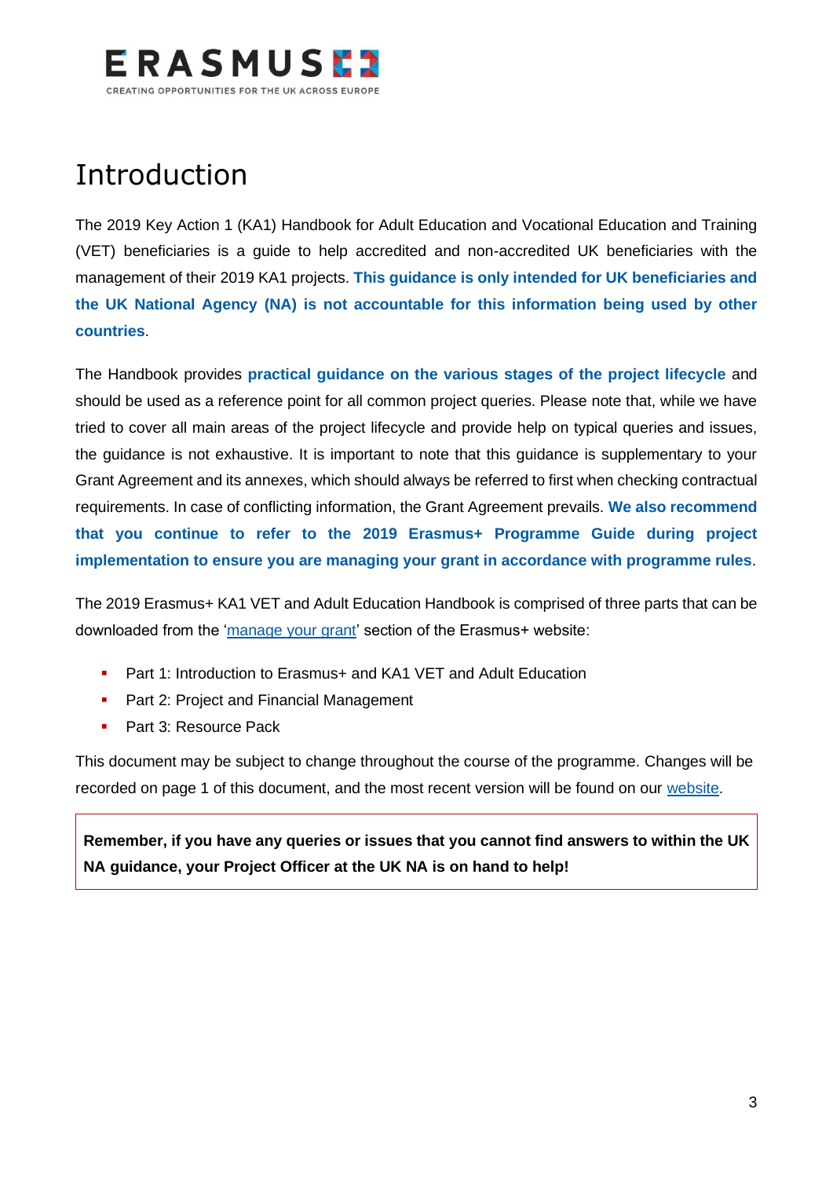# Introduction

The 2019 Key Action 1 (KA1) Handbook for Adult Education and Vocational Education and Training (VET) beneficiaries is a guide to help accredited and non-accredited UK beneficiaries with the management of their 2019 KA1 projects. **This guidance is only intended for UK beneficiaries and the UK National Agency (NA) is not accountable for this information being used by other countries**.

The Handbook provides **practical guidance on the various stages of the project lifecycle** and should be used as a reference point for all common project queries. Please note that, while we have tried to cover all main areas of the project lifecycle and provide help on typical queries and issues, the guidance is not exhaustive. It is important to note that this guidance is supplementary to your Grant Agreement and its annexes, which should always be referred to first when checking contractual requirements. In case of conflicting information, the Grant Agreement prevails. **We also recommend that you continue to refer to the 2019 Erasmus+ Programme Guide during project implementation to ensure you are managing your grant in accordance with programme rules**.

The 2019 Erasmus+ KA1 VET and Adult Education Handbook is comprised of three parts that can be downloaded from the 'manage your grant' section of the Erasmus+ website:

- Part 1: Introduction to Erasmus+ and KA1 VET and Adult Education
- Part 2: Project and Financial Management
- Part 3: Resource Pack

This document may be subject to change throughout the course of the programme. Changes will be recorded on page 1 of this document, and the most recent version will be found on our website.

**Remember, if you have any queries or issues that you cannot find answers to within the UK NA guidance, your Project Officer at the UK NA is on hand to help!**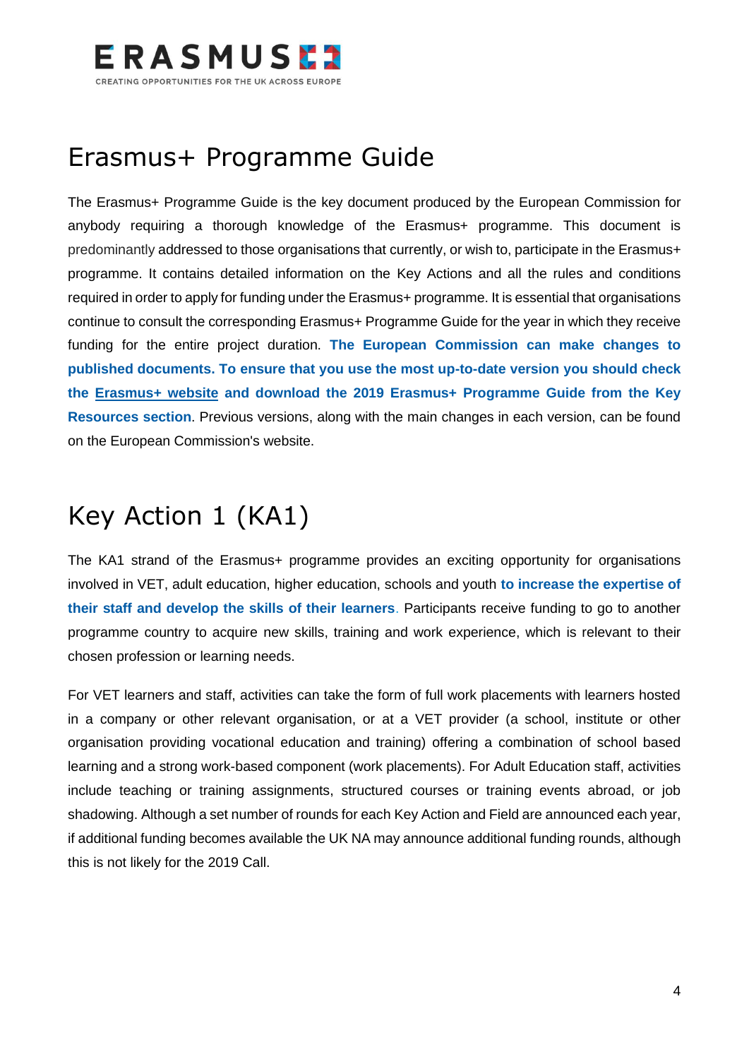# Erasmus+ Programme Guide

The Erasmus+ Programme Guide is the key document produced by the European Commission for anybody requiring a thorough knowledge of the Erasmus+ programme. This document is predominantly addressed to those organisations that currently, or wish to, participate in the Erasmus+ programme. It contains detailed information on the Key Actions and all the rules and conditions required in order to apply for funding under the Erasmus+ programme. It is essential that organisations continue to consult the corresponding Erasmus+ Programme Guide for the year in which they receive funding for the entire project duration. **The European Commission can make changes to published documents. To ensure that you use the most up-to-date version you should check the Erasmus+ website and download the 2019 Erasmus+ Programme Guide from the Key Resources section**. Previous versions, along with the main changes in each version, can be found on the European Commission's website.

# Key Action 1 (KA1)

The KA1 strand of the Erasmus+ programme provides an exciting opportunity for organisations involved in VET, adult education, higher education, schools and youth **to increase the expertise of their staff and develop the skills of their learners**. Participants receive funding to go to another programme country to acquire new skills, training and work experience, which is relevant to their chosen profession or learning needs.

For VET learners and staff, activities can take the form of full work placements with learners hosted in a company or other relevant organisation, or at a VET provider (a school, institute or other organisation providing vocational education and training) offering a combination of school based learning and a strong work-based component (work placements). For Adult Education staff, activities include teaching or training assignments, structured courses or training events abroad, or job shadowing. Although a set number of rounds for each Key Action and Field are announced each year, if additional funding becomes available the UK NA may announce additional funding rounds, although this is not likely for the 2019 Call.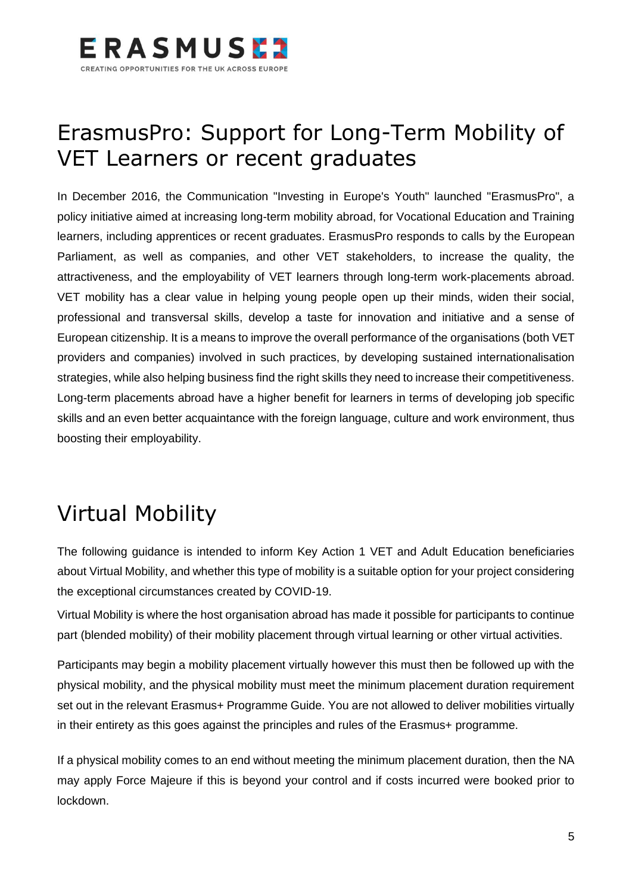## ErasmusPro: Support for Long-Term Mobility of VET Learners or recent graduates

In December 2016, the Communication "Investing in Europe's Youth" launched "ErasmusPro", a policy initiative aimed at increasing long-term mobility abroad, for Vocational Education and Training learners, including apprentices or recent graduates. ErasmusPro responds to calls by the European Parliament, as well as companies, and other VET stakeholders, to increase the quality, the attractiveness, and the employability of VET learners through long-term work-placements abroad. VET mobility has a clear value in helping young people open up their minds, widen their social, professional and transversal skills, develop a taste for innovation and initiative and a sense of European citizenship. It is a means to improve the overall performance of the organisations (both VET providers and companies) involved in such practices, by developing sustained internationalisation strategies, while also helping business find the right skills they need to increase their competitiveness. Long-term placements abroad have a higher benefit for learners in terms of developing job specific skills and an even better acquaintance with the foreign language, culture and work environment, thus boosting their employability.

## Virtual Mobility

The following guidance is intended to inform Key Action 1 VET and Adult Education beneficiaries about Virtual Mobility, and whether this type of mobility is a suitable option for your project considering the exceptional circumstances created by COVID-19.

Virtual Mobility is where the host organisation abroad has made it possible for participants to continue part (blended mobility) of their mobility placement through virtual learning or other virtual activities.

Participants may begin a mobility placement virtually however this must then be followed up with the physical mobility, and the physical mobility must meet the minimum placement duration requirement set out in the relevant Erasmus+ Programme Guide. You are not allowed to deliver mobilities virtually in their entirety as this goes against the principles and rules of the Erasmus+ programme.

If a physical mobility comes to an end without meeting the minimum placement duration, then the NA may apply Force Majeure if this is beyond your control and if costs incurred were booked prior to lockdown.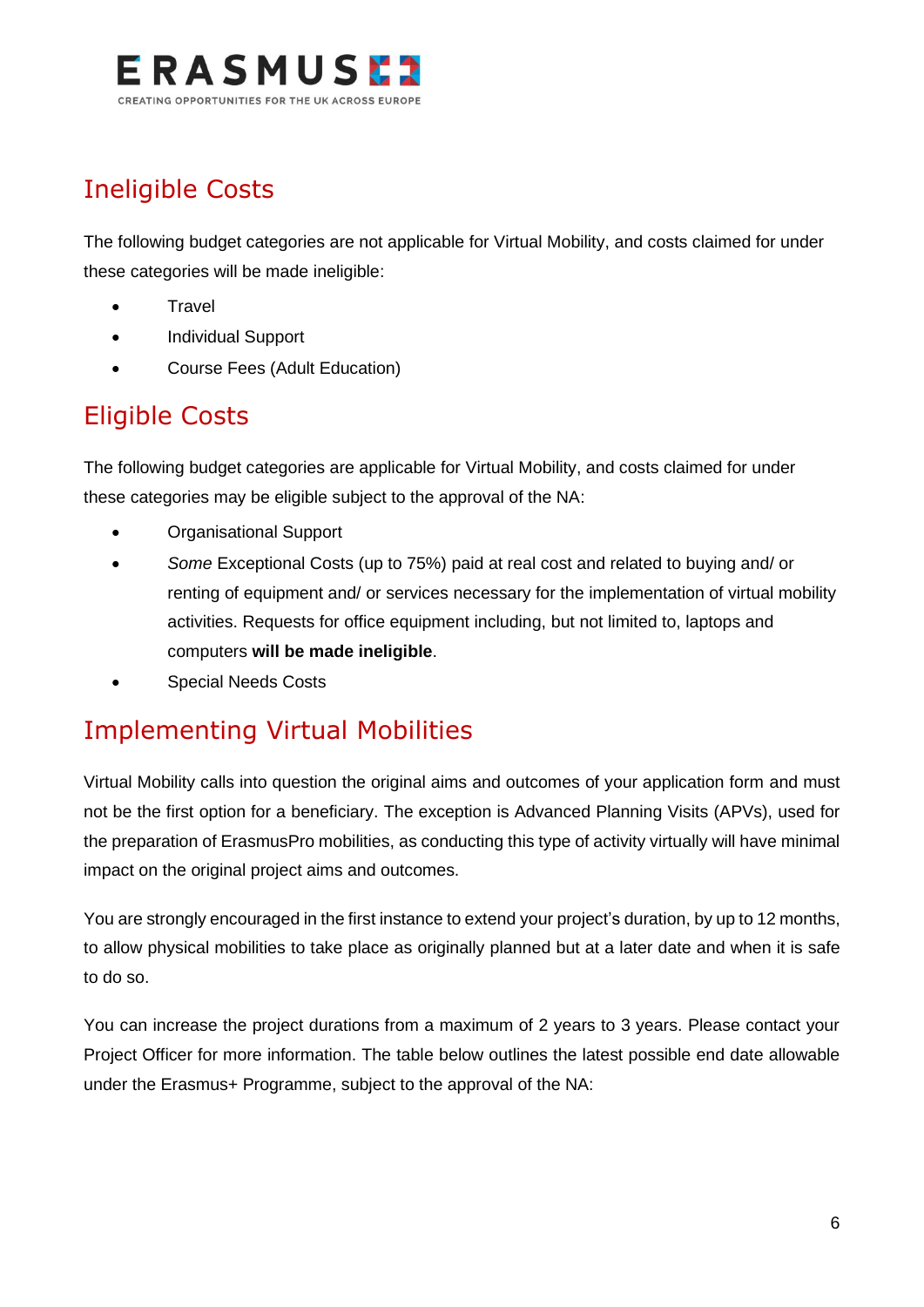## Ineligible Costs

The following budget categories are not applicable for Virtual Mobility, and costs claimed for under these categories will be made ineligible:

- Travel
- Individual Support
- Course Fees (Adult Education)

## Eligible Costs

The following budget categories are applicable for Virtual Mobility, and costs claimed for under these categories may be eligible subject to the approval of the NA:

- Organisational Support
- *Some* Exceptional Costs (up to 75%) paid at real cost and related to buying and/ or renting of equipment and/ or services necessary for the implementation of virtual mobility activities. Requests for office equipment including, but not limited to, laptops and computers **will be made ineligible**.
- Special Needs Costs

## Implementing Virtual Mobilities

Virtual Mobility calls into question the original aims and outcomes of your application form and must not be the first option for a beneficiary. The exception is Advanced Planning Visits (APVs), used for the preparation of ErasmusPro mobilities, as conducting this type of activity virtually will have minimal impact on the original project aims and outcomes.

You are strongly encouraged in the first instance to extend your project's duration, by up to 12 months, to allow physical mobilities to take place as originally planned but at a later date and when it is safe to do so.

You can increase the project durations from a maximum of 2 years to 3 years. Please contact your Project Officer for more information. The table below outlines the latest possible end date allowable under the Erasmus+ Programme, subject to the approval of the NA: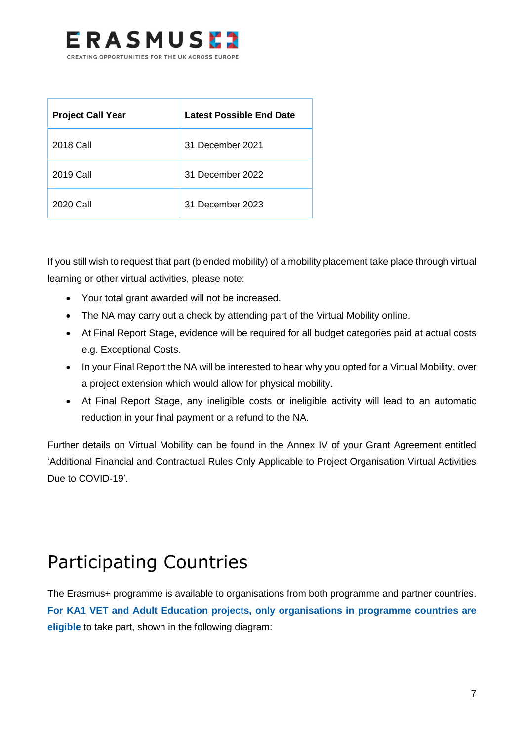| Project Call Year | Latest Possible End Date |
|---|---|
| 2018 Call | 31 December 2021 |
| 2019 Call | 31 December 2022 |
| 2020 Call | 31 December 2023 |

If you still wish to request that part (blended mobility) of a mobility placement take place through virtual learning or other virtual activities, please note:

- Your total grant awarded will not be increased.
- The NA may carry out a check by attending part of the Virtual Mobility online.
- At Final Report Stage, evidence will be required for all budget categories paid at actual costs e.g. Exceptional Costs.
- In your Final Report the NA will be interested to hear why you opted for a Virtual Mobility, over a project extension which would allow for physical mobility.
- At Final Report Stage, any ineligible costs or ineligible activity will lead to an automatic reduction in your final payment or a refund to the NA.

Further details on Virtual Mobility can be found in the Annex IV of your Grant Agreement entitled 'Additional Financial and Contractual Rules Only Applicable to Project Organisation Virtual Activities Due to COVID-19'.

# Participating Countries

The Erasmus+ programme is available to organisations from both programme and partner countries. **For KA1 VET and Adult Education projects, only organisations in programme countries are eligible** to take part, shown in the following diagram: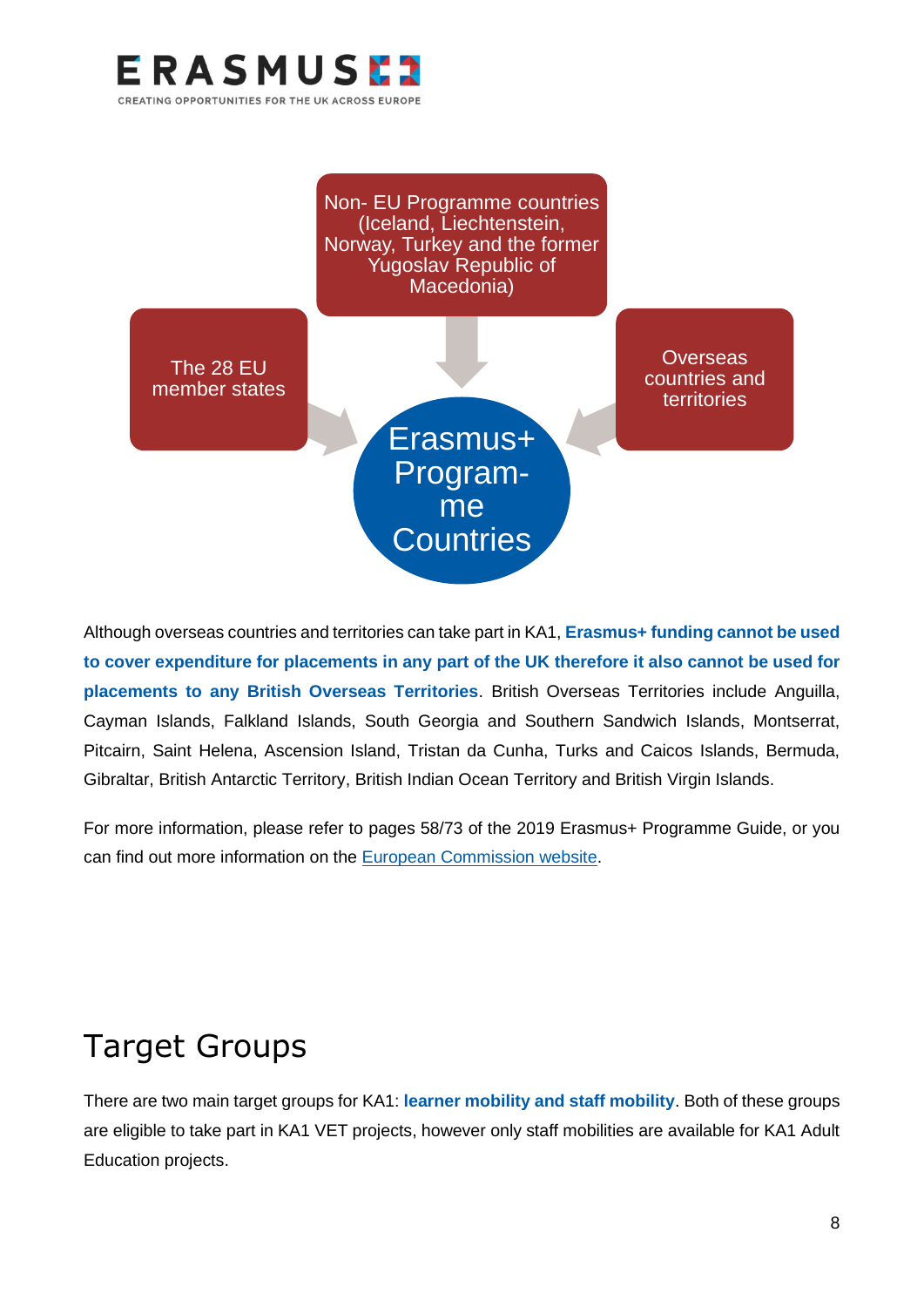Non- EU Programme countries (Iceland, Liechtenstein, Norway, Turkey and the former Yugoslav Republic of Macedonia)

The 28 EU member states

Overseas countries and territories

Erasmus+ Programme Countries

Although overseas countries and territories can take part in KA1, **Erasmus+ funding cannot be used to cover expenditure for placements in any part of the UK therefore it also cannot be used for placements to any British Overseas Territories**. British Overseas Territories include Anguilla, Cayman Islands, Falkland Islands, South Georgia and Southern Sandwich Islands, Montserrat, Pitcairn, Saint Helena, Ascension Island, Tristan da Cunha, Turks and Caicos Islands, Bermuda, Gibraltar, British Antarctic Territory, British Indian Ocean Territory and British Virgin Islands.

For more information, please refer to pages 58/73 of the 2019 Erasmus+ Programme Guide, or you can find out more information on the European Commission website.

# Target Groups

There are two main target groups for KA1: **learner mobility and staff mobility**. Both of these groups are eligible to take part in KA1 VET projects, however only staff mobilities are available for KA1 Adult Education projects.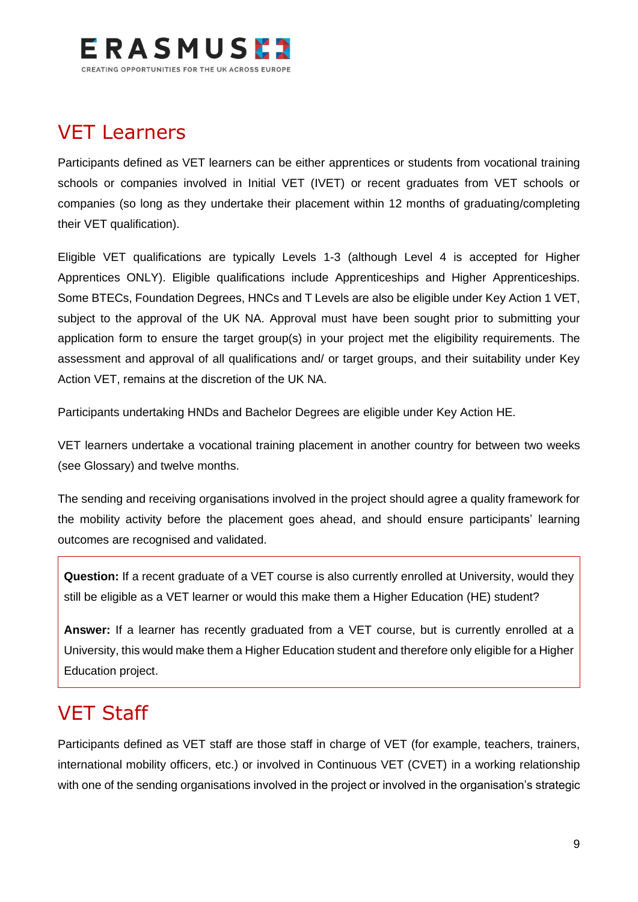## VET Learners

Participants defined as VET learners can be either apprentices or students from vocational training schools or companies involved in Initial VET (IVET) or recent graduates from VET schools or companies (so long as they undertake their placement within 12 months of graduating/completing their VET qualification).

Eligible VET qualifications are typically Levels 1-3 (although Level 4 is accepted for Higher Apprentices ONLY). Eligible qualifications include Apprenticeships and Higher Apprenticeships. Some BTECs, Foundation Degrees, HNCs and T Levels are also be eligible under Key Action 1 VET, subject to the approval of the UK NA. Approval must have been sought prior to submitting your application form to ensure the target group(s) in your project met the eligibility requirements. The assessment and approval of all qualifications and/ or target groups, and their suitability under Key Action VET, remains at the discretion of the UK NA.

Participants undertaking HNDs and Bachelor Degrees are eligible under Key Action HE.

VET learners undertake a vocational training placement in another country for between two weeks (see Glossary) and twelve months.

The sending and receiving organisations involved in the project should agree a quality framework for the mobility activity before the placement goes ahead, and should ensure participants' learning outcomes are recognised and validated.

**Question:** If a recent graduate of a VET course is also currently enrolled at University, would they still be eligible as a VET learner or would this make them a Higher Education (HE) student?

**Answer:** If a learner has recently graduated from a VET course, but is currently enrolled at a University, this would make them a Higher Education student and therefore only eligible for a Higher Education project.

## VET Staff

Participants defined as VET staff are those staff in charge of VET (for example, teachers, trainers, international mobility officers, etc.) or involved in Continuous VET (CVET) in a working relationship with one of the sending organisations involved in the project or involved in the organisation's strategic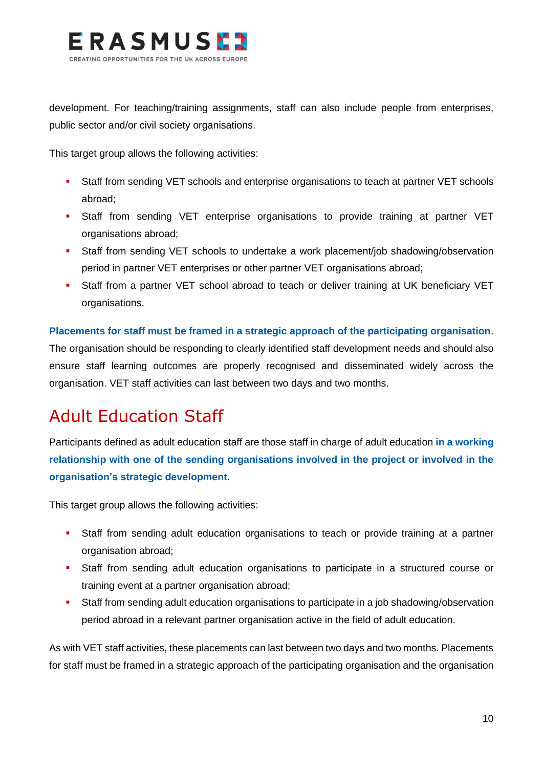development. For teaching/training assignments, staff can also include people from enterprises, public sector and/or civil society organisations.

This target group allows the following activities:

- Staff from sending VET schools and enterprise organisations to teach at partner VET schools abroad;
- Staff from sending VET enterprise organisations to provide training at partner VET organisations abroad;
- Staff from sending VET schools to undertake a work placement/job shadowing/observation period in partner VET enterprises or other partner VET organisations abroad;
- Staff from a partner VET school abroad to teach or deliver training at UK beneficiary VET organisations.

**Placements for staff must be framed in a strategic approach of the participating organisation**. The organisation should be responding to clearly identified staff development needs and should also ensure staff learning outcomes are properly recognised and disseminated widely across the organisation. VET staff activities can last between two days and two months.

## Adult Education Staff

Participants defined as adult education staff are those staff in charge of adult education **in a working relationship with one of the sending organisations involved in the project or involved in the organisation's strategic development**.

This target group allows the following activities:

- Staff from sending adult education organisations to teach or provide training at a partner organisation abroad;
- Staff from sending adult education organisations to participate in a structured course or training event at a partner organisation abroad;
- Staff from sending adult education organisations to participate in a job shadowing/observation period abroad in a relevant partner organisation active in the field of adult education.

As with VET staff activities, these placements can last between two days and two months. Placements for staff must be framed in a strategic approach of the participating organisation and the organisation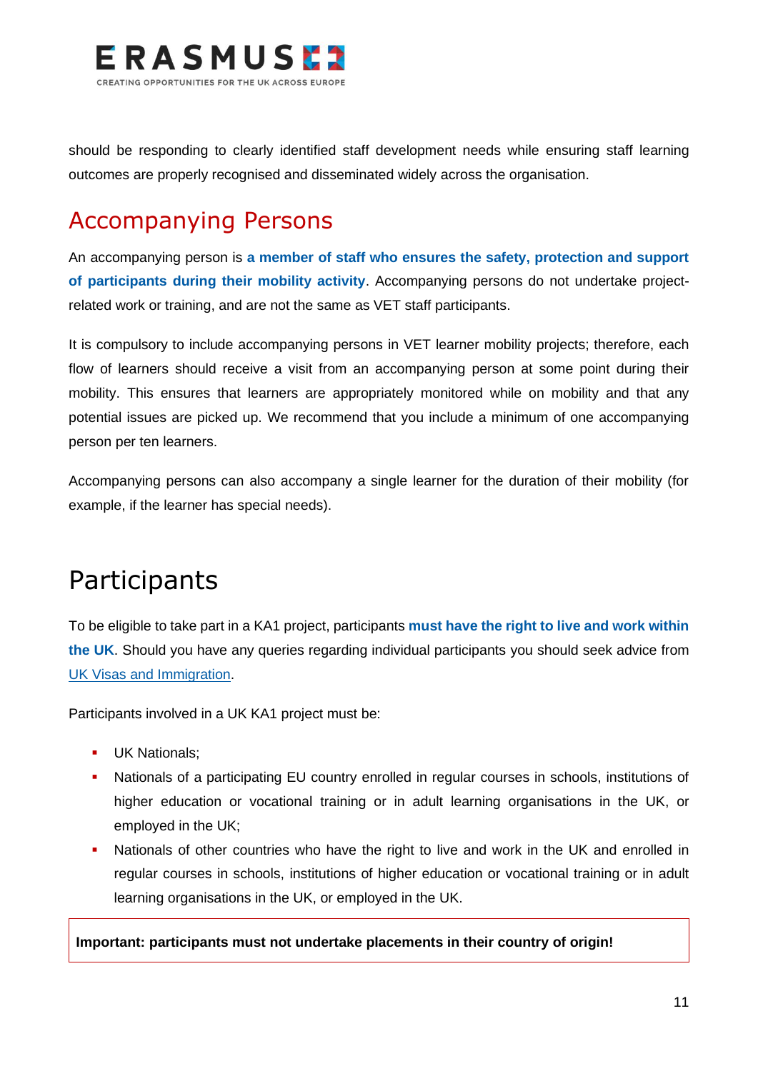should be responding to clearly identified staff development needs while ensuring staff learning outcomes are properly recognised and disseminated widely across the organisation.

## Accompanying Persons

An accompanying person is **a member of staff who ensures the safety, protection and support of participants during their mobility activity**. Accompanying persons do not undertake project-related work or training, and are not the same as VET staff participants.

It is compulsory to include accompanying persons in VET learner mobility projects; therefore, each flow of learners should receive a visit from an accompanying person at some point during their mobility. This ensures that learners are appropriately monitored while on mobility and that any potential issues are picked up. We recommend that you include a minimum of one accompanying person per ten learners.

Accompanying persons can also accompany a single learner for the duration of their mobility (for example, if the learner has special needs).

# Participants

To be eligible to take part in a KA1 project, participants **must have the right to live and work within the UK**. Should you have any queries regarding individual participants you should seek advice from UK Visas and Immigration.

Participants involved in a UK KA1 project must be:

- UK Nationals;
- Nationals of a participating EU country enrolled in regular courses in schools, institutions of higher education or vocational training or in adult learning organisations in the UK, or employed in the UK;
- Nationals of other countries who have the right to live and work in the UK and enrolled in regular courses in schools, institutions of higher education or vocational training or in adult learning organisations in the UK, or employed in the UK.

**Important: participants must not undertake placements in their country of origin!**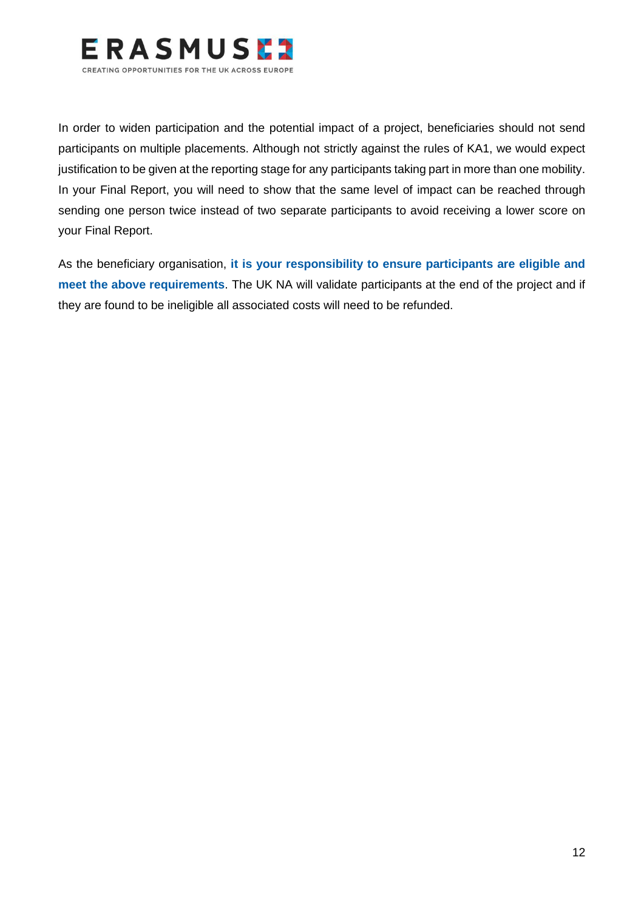In order to widen participation and the potential impact of a project, beneficiaries should not send participants on multiple placements. Although not strictly against the rules of KA1, we would expect justification to be given at the reporting stage for any participants taking part in more than one mobility. In your Final Report, you will need to show that the same level of impact can be reached through sending one person twice instead of two separate participants to avoid receiving a lower score on your Final Report.

As the beneficiary organisation, **it is your responsibility to ensure participants are eligible and meet the above requirements**. The UK NA will validate participants at the end of the project and if they are found to be ineligible all associated costs will need to be refunded.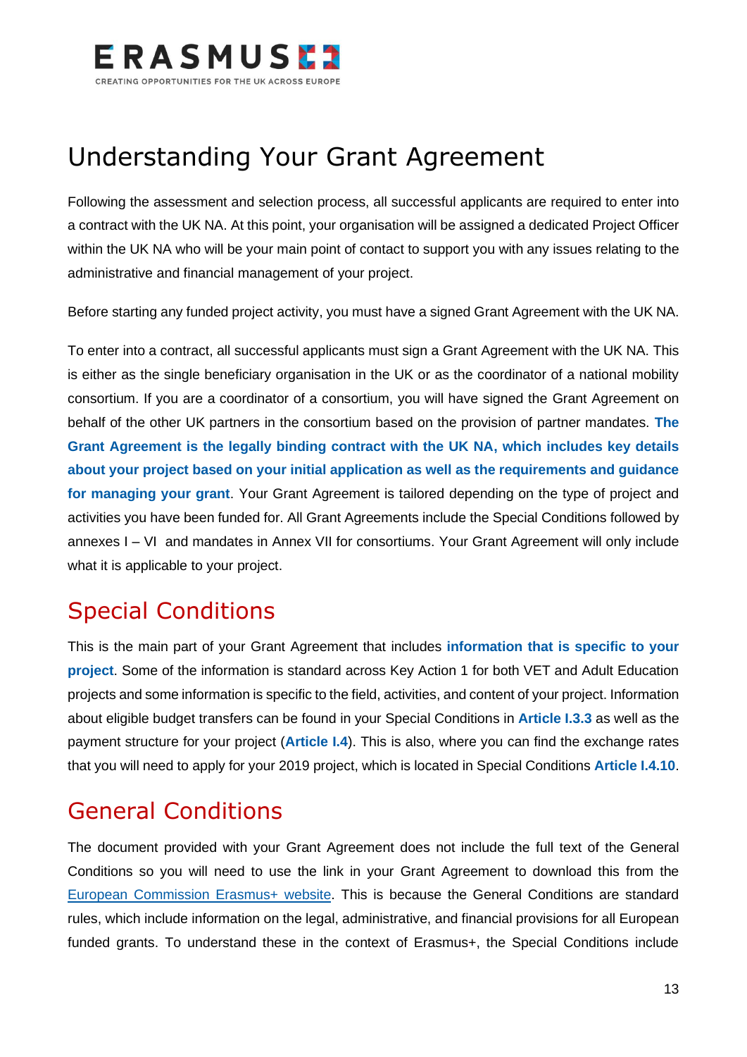# Understanding Your Grant Agreement

Following the assessment and selection process, all successful applicants are required to enter into a contract with the UK NA. At this point, your organisation will be assigned a dedicated Project Officer within the UK NA who will be your main point of contact to support you with any issues relating to the administrative and financial management of your project.

Before starting any funded project activity, you must have a signed Grant Agreement with the UK NA.

To enter into a contract, all successful applicants must sign a Grant Agreement with the UK NA. This is either as the single beneficiary organisation in the UK or as the coordinator of a national mobility consortium. If you are a coordinator of a consortium, you will have signed the Grant Agreement on behalf of the other UK partners in the consortium based on the provision of partner mandates. **The Grant Agreement is the legally binding contract with the UK NA, which includes key details about your project based on your initial application as well as the requirements and guidance for managing your grant**. Your Grant Agreement is tailored depending on the type of project and activities you have been funded for. All Grant Agreements include the Special Conditions followed by annexes I – VI and mandates in Annex VII for consortiums. Your Grant Agreement will only include what it is applicable to your project.

## Special Conditions

This is the main part of your Grant Agreement that includes **information that is specific to your project**. Some of the information is standard across Key Action 1 for both VET and Adult Education projects and some information is specific to the field, activities, and content of your project. Information about eligible budget transfers can be found in your Special Conditions in **Article I.3.3** as well as the payment structure for your project (**Article I.4**). This is also, where you can find the exchange rates that you will need to apply for your 2019 project, which is located in Special Conditions **Article I.4.10**.

## General Conditions

The document provided with your Grant Agreement does not include the full text of the General Conditions so you will need to use the link in your Grant Agreement to download this from the European Commission Erasmus+ website. This is because the General Conditions are standard rules, which include information on the legal, administrative, and financial provisions for all European funded grants. To understand these in the context of Erasmus+, the Special Conditions include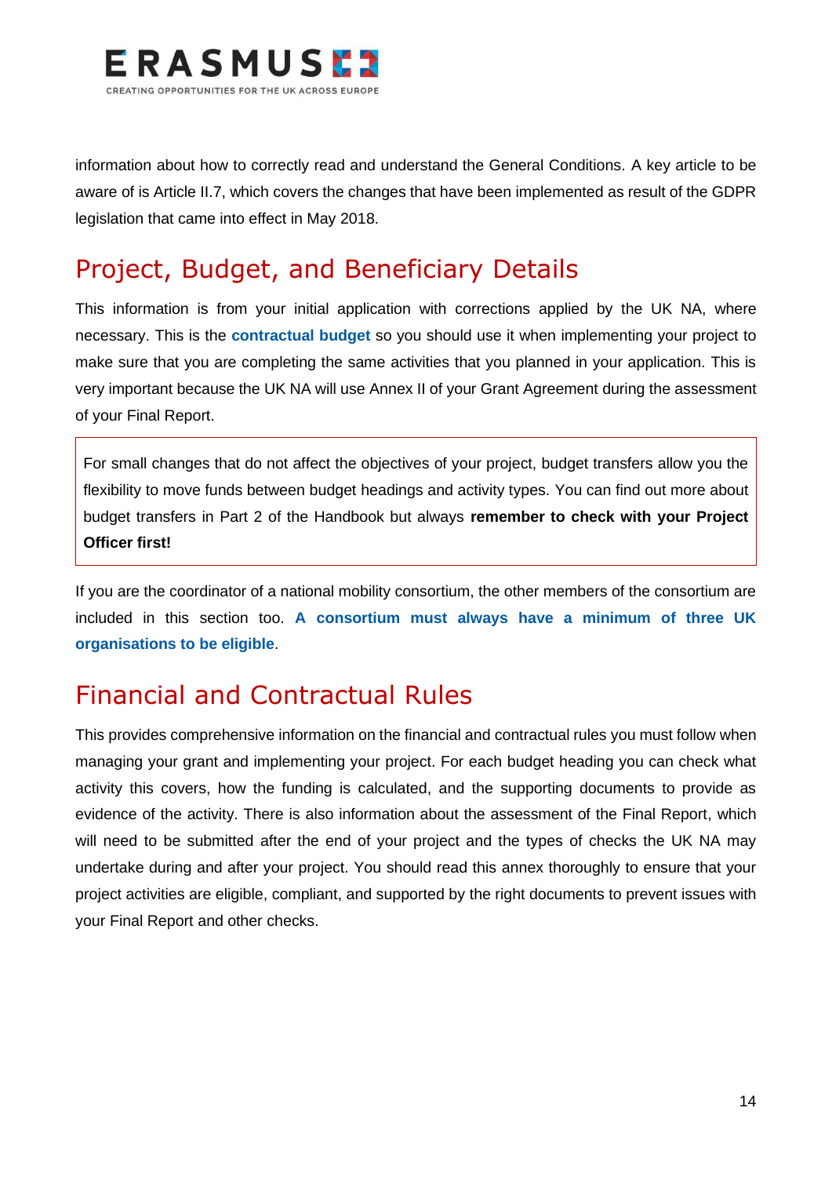information about how to correctly read and understand the General Conditions. A key article to be aware of is Article II.7, which covers the changes that have been implemented as result of the GDPR legislation that came into effect in May 2018.

## Project, Budget, and Beneficiary Details

This information is from your initial application with corrections applied by the UK NA, where necessary. This is the **contractual budget** so you should use it when implementing your project to make sure that you are completing the same activities that you planned in your application. This is very important because the UK NA will use Annex II of your Grant Agreement during the assessment of your Final Report.

> For small changes that do not affect the objectives of your project, budget transfers allow you the flexibility to move funds between budget headings and activity types. You can find out more about budget transfers in Part 2 of the Handbook but always **remember to check with your Project Officer first!**

If you are the coordinator of a national mobility consortium, the other members of the consortium are included in this section too. **A consortium must always have a minimum of three UK organisations to be eligible**.

## Financial and Contractual Rules

This provides comprehensive information on the financial and contractual rules you must follow when managing your grant and implementing your project. For each budget heading you can check what activity this covers, how the funding is calculated, and the supporting documents to provide as evidence of the activity. There is also information about the assessment of the Final Report, which will need to be submitted after the end of your project and the types of checks the UK NA may undertake during and after your project. You should read this annex thoroughly to ensure that your project activities are eligible, compliant, and supported by the right documents to prevent issues with your Final Report and other checks.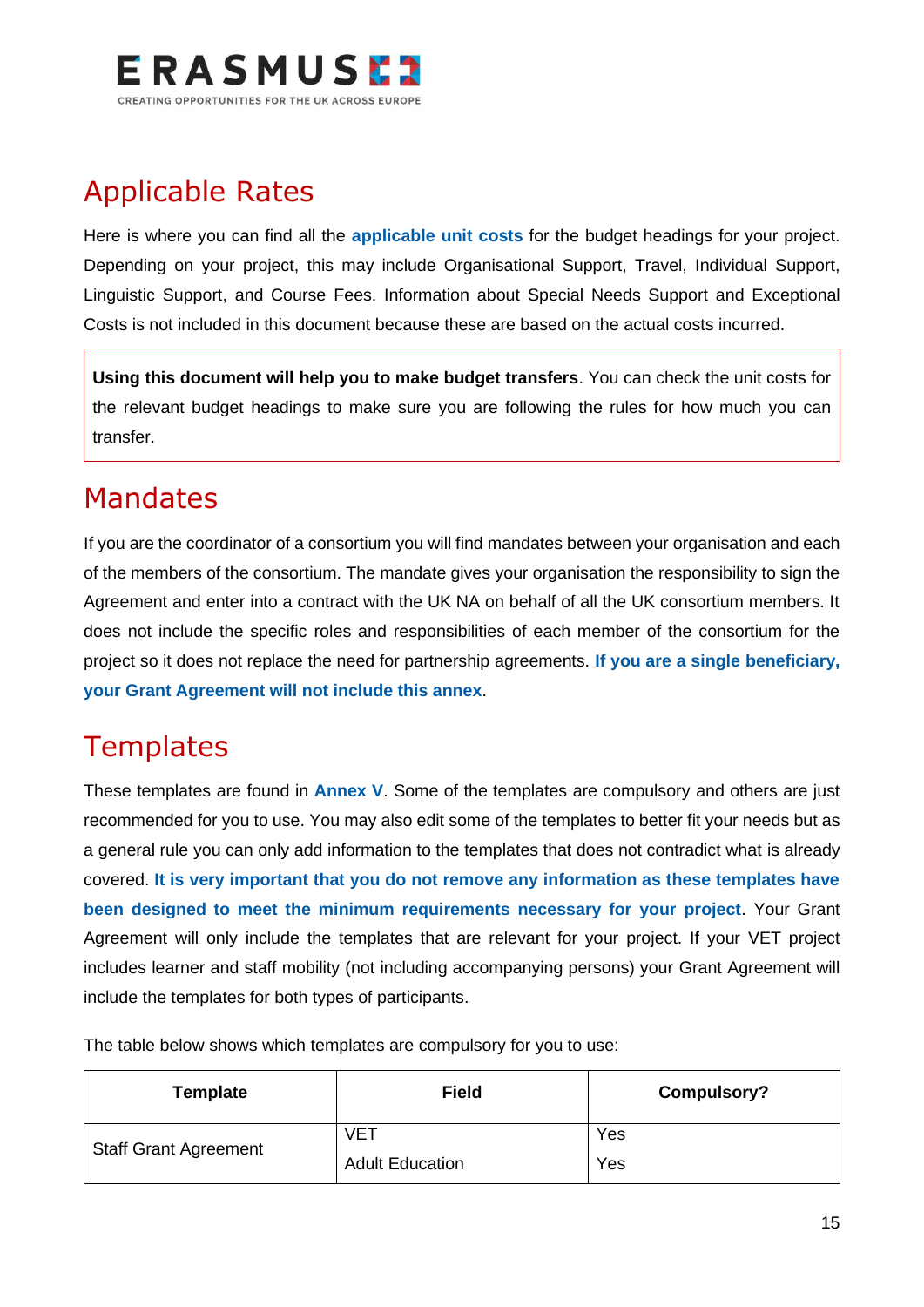## Applicable Rates

Here is where you can find all the **applicable unit costs** for the budget headings for your project. Depending on your project, this may include Organisational Support, Travel, Individual Support, Linguistic Support, and Course Fees. Information about Special Needs Support and Exceptional Costs is not included in this document because these are based on the actual costs incurred.

> **Using this document will help you to make budget transfers**. You can check the unit costs for the relevant budget headings to make sure you are following the rules for how much you can transfer.

## Mandates

If you are the coordinator of a consortium you will find mandates between your organisation and each of the members of the consortium. The mandate gives your organisation the responsibility to sign the Agreement and enter into a contract with the UK NA on behalf of all the UK consortium members. It does not include the specific roles and responsibilities of each member of the consortium for the project so it does not replace the need for partnership agreements. **If you are a single beneficiary, your Grant Agreement will not include this annex**.

## Templates

These templates are found in **Annex V**. Some of the templates are compulsory and others are just recommended for you to use. You may also edit some of the templates to better fit your needs but as a general rule you can only add information to the templates that does not contradict what is already covered. **It is very important that you do not remove any information as these templates have been designed to meet the minimum requirements necessary for your project**. Your Grant Agreement will only include the templates that are relevant for your project. If your VET project includes learner and staff mobility (not including accompanying persons) your Grant Agreement will include the templates for both types of participants.

The table below shows which templates are compulsory for you to use:

| Template | Field | Compulsory? |
| --- | --- | --- |
| Staff Grant Agreement | VET<br>Adult Education | Yes<br>Yes |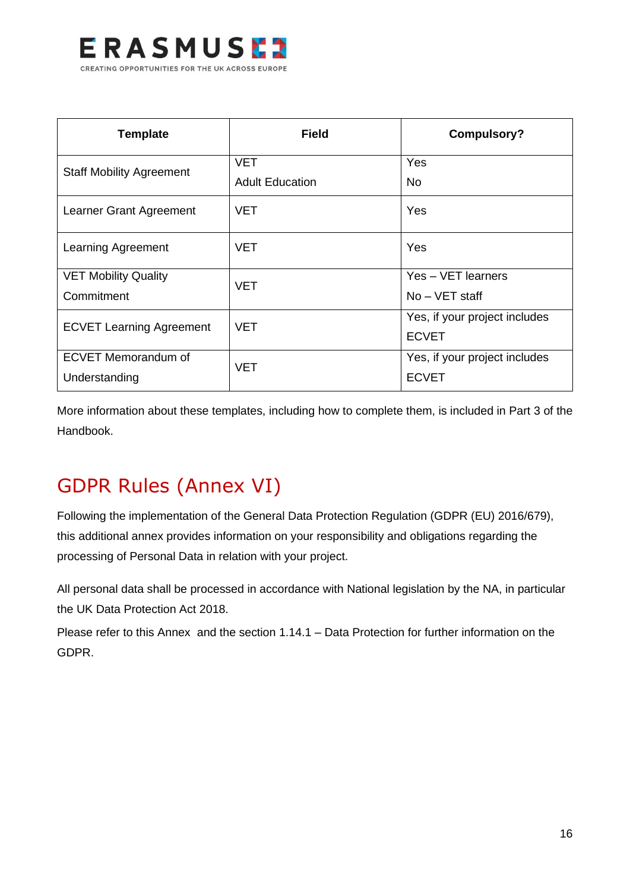| Template | Field | Compulsory? |
|---|---|---|
| Staff Mobility Agreement | VET<br>Adult Education | Yes<br>No |
| Learner Grant Agreement | VET | Yes |
| Learning Agreement | VET | Yes |
| VET Mobility Quality Commitment | VET | Yes – VET learners<br>No – VET staff |
| ECVET Learning Agreement | VET | Yes, if your project includes ECVET |
| ECVET Memorandum of Understanding | VET | Yes, if your project includes ECVET |

More information about these templates, including how to complete them, is included in Part 3 of the Handbook.

## GDPR Rules (Annex VI)

Following the implementation of the General Data Protection Regulation (GDPR (EU) 2016/679), this additional annex provides information on your responsibility and obligations regarding the processing of Personal Data in relation with your project.

All personal data shall be processed in accordance with National legislation by the NA, in particular the UK Data Protection Act 2018.

Please refer to this Annex and the section 1.14.1 – Data Protection for further information on the GDPR.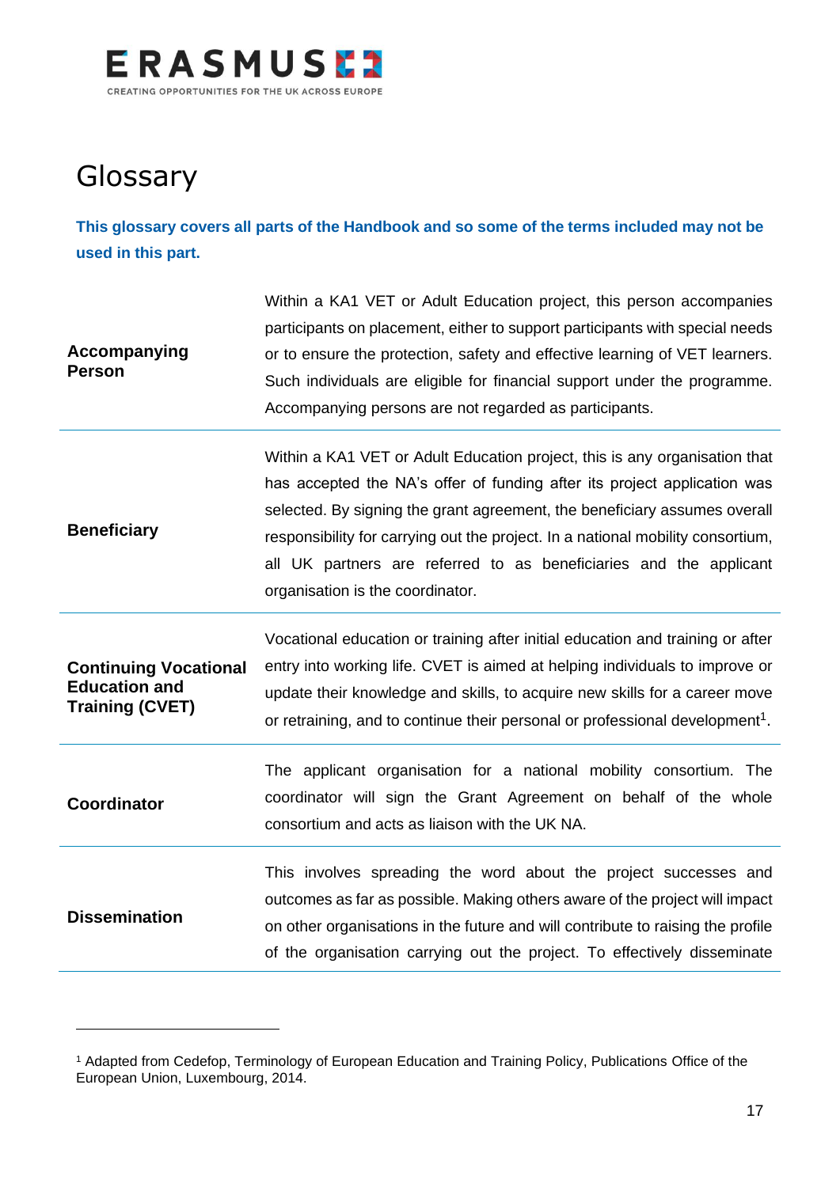# Glossary

**This glossary covers all parts of the Handbook and so some of the terms included may not be used in this part.**

| | |
|---|---|
| **Accompanying Person** | Within a KA1 VET or Adult Education project, this person accompanies participants on placement, either to support participants with special needs or to ensure the protection, safety and effective learning of VET learners. Such individuals are eligible for financial support under the programme. Accompanying persons are not regarded as participants. |
| **Beneficiary** | Within a KA1 VET or Adult Education project, this is any organisation that has accepted the NA's offer of funding after its project application was selected. By signing the grant agreement, the beneficiary assumes overall responsibility for carrying out the project. In a national mobility consortium, all UK partners are referred to as beneficiaries and the applicant organisation is the coordinator. |
| **Continuing Vocational Education and Training (CVET)** | Vocational education or training after initial education and training or after entry into working life. CVET is aimed at helping individuals to improve or update their knowledge and skills, to acquire new skills for a career move or retraining, and to continue their personal or professional development[1]. |
| **Coordinator** | The applicant organisation for a national mobility consortium. The coordinator will sign the Grant Agreement on behalf of the whole consortium and acts as liaison with the UK NA. |
| **Dissemination** | This involves spreading the word about the project successes and outcomes as far as possible. Making others aware of the project will impact on other organisations in the future and will contribute to raising the profile of the organisation carrying out the project. To effectively disseminate |

[1] Adapted from Cedefop, Terminology of European Education and Training Policy, Publications Office of the European Union, Luxembourg, 2014.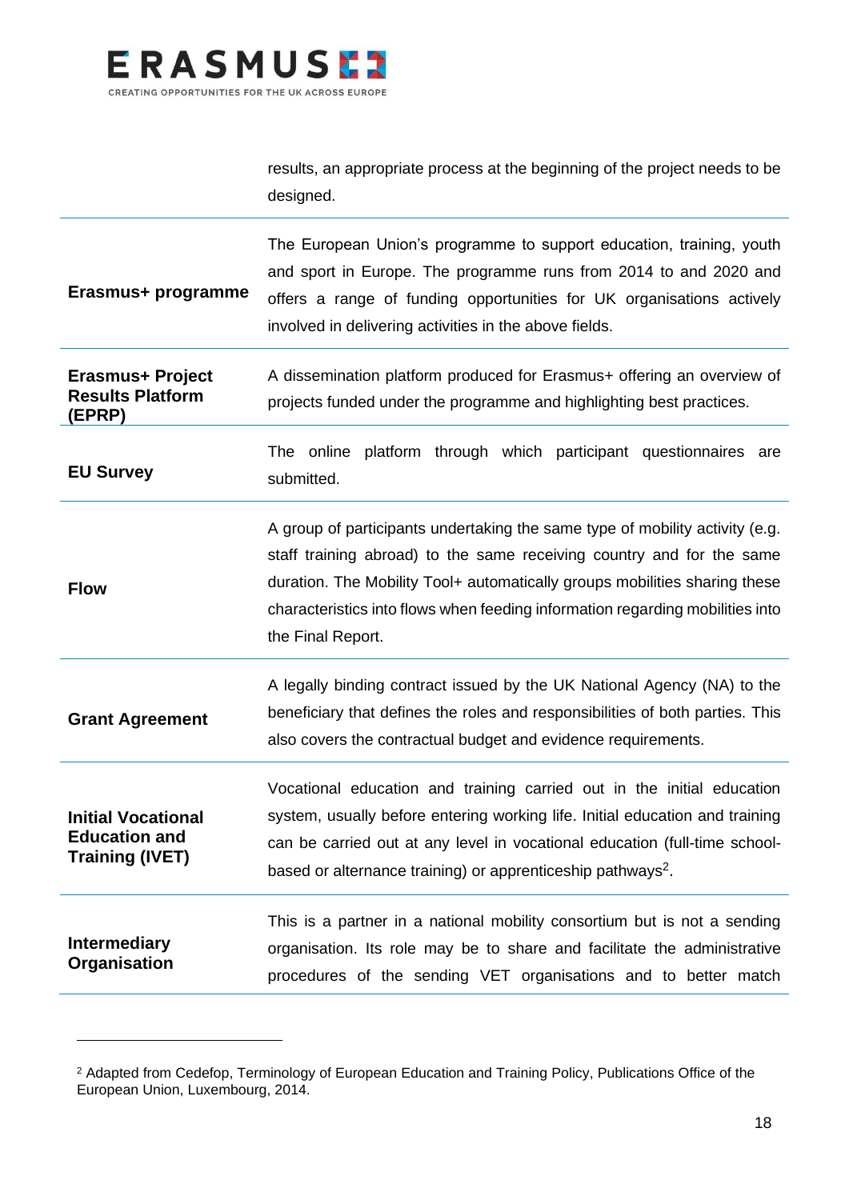| | |
|---|---|
| | results, an appropriate process at the beginning of the project needs to be designed. |
| **Erasmus+ programme** | The European Union's programme to support education, training, youth and sport in Europe. The programme runs from 2014 to and 2020 and offers a range of funding opportunities for UK organisations actively involved in delivering activities in the above fields. |
| **Erasmus+ Project Results Platform (EPRP)** | A dissemination platform produced for Erasmus+ offering an overview of projects funded under the programme and highlighting best practices. |
| **EU Survey** | The online platform through which participant questionnaires are submitted. |
| **Flow** | A group of participants undertaking the same type of mobility activity (e.g. staff training abroad) to the same receiving country and for the same duration. The Mobility Tool+ automatically groups mobilities sharing these characteristics into flows when feeding information regarding mobilities into the Final Report. |
| **Grant Agreement** | A legally binding contract issued by the UK National Agency (NA) to the beneficiary that defines the roles and responsibilities of both parties. This also covers the contractual budget and evidence requirements. |
| **Initial Vocational Education and Training (IVET)** | Vocational education and training carried out in the initial education system, usually before entering working life. Initial education and training can be carried out at any level in vocational education (full-time school-based or alternance training) or apprenticeship pathways[2]. |
| **Intermediary Organisation** | This is a partner in a national mobility consortium but is not a sending organisation. Its role may be to share and facilitate the administrative procedures of the sending VET organisations and to better match |

[2] Adapted from Cedefop, Terminology of European Education and Training Policy, Publications Office of the European Union, Luxembourg, 2014.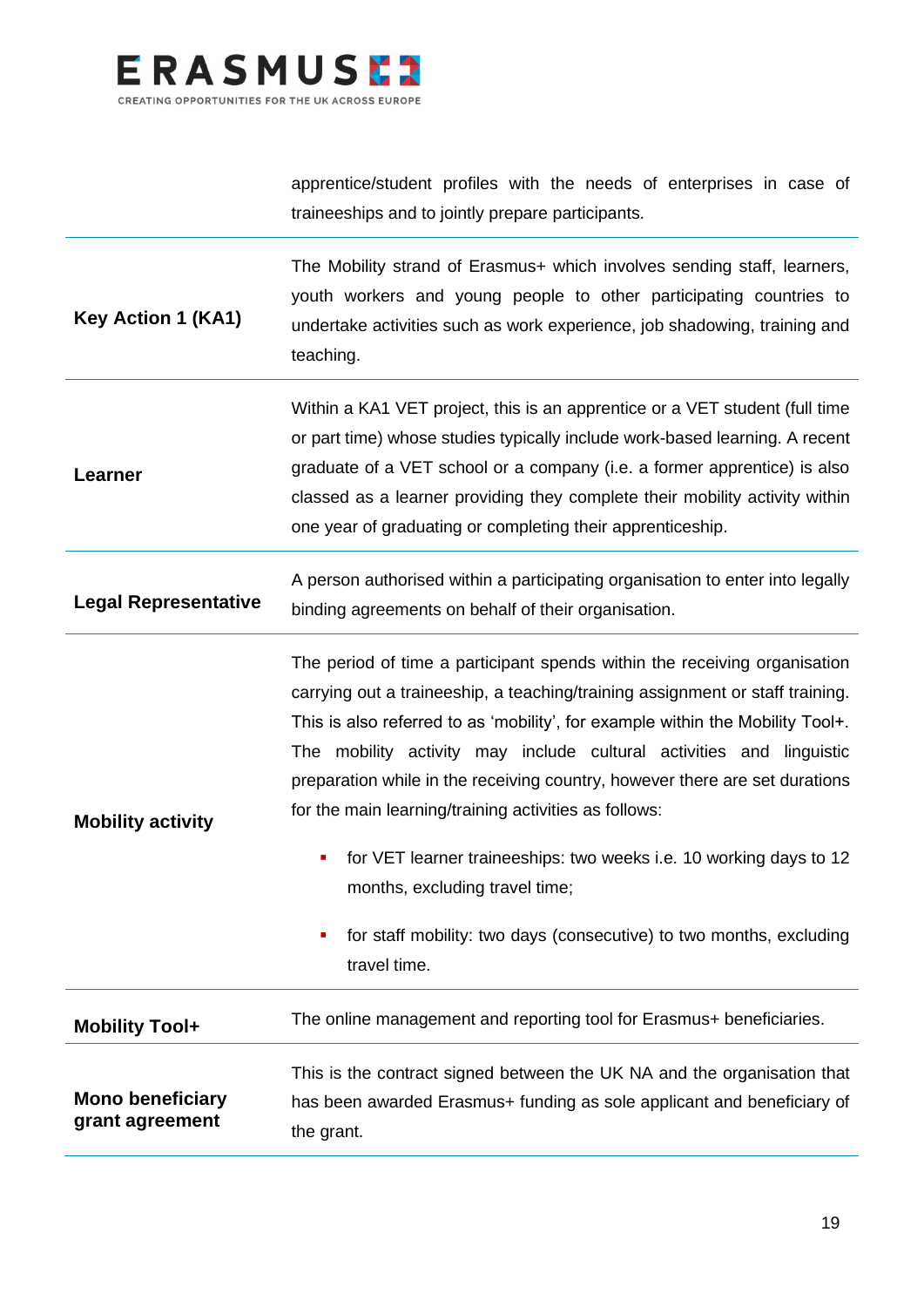| | |
|---|---|
| | apprentice/student profiles with the needs of enterprises in case of traineeships and to jointly prepare participants. |
| **Key Action 1 (KA1)** | The Mobility strand of Erasmus+ which involves sending staff, learners, youth workers and young people to other participating countries to undertake activities such as work experience, job shadowing, training and teaching. |
| **Learner** | Within a KA1 VET project, this is an apprentice or a VET student (full time or part time) whose studies typically include work-based learning. A recent graduate of a VET school or a company (i.e. a former apprentice) is also classed as a learner providing they complete their mobility activity within one year of graduating or completing their apprenticeship. |
| **Legal Representative** | A person authorised within a participating organisation to enter into legally binding agreements on behalf of their organisation. |
| **Mobility activity** | The period of time a participant spends within the receiving organisation carrying out a traineeship, a teaching/training assignment or staff training. This is also referred to as 'mobility', for example within the Mobility Tool+. The mobility activity may include cultural activities and linguistic preparation while in the receiving country, however there are set durations for the main learning/training activities as follows:<br>- for VET learner traineeships: two weeks i.e. 10 working days to 12 months, excluding travel time;<br>- for staff mobility: two days (consecutive) to two months, excluding travel time. |
| **Mobility Tool+** | The online management and reporting tool for Erasmus+ beneficiaries. |
| **Mono beneficiary grant agreement** | This is the contract signed between the UK NA and the organisation that has been awarded Erasmus+ funding as sole applicant and beneficiary of the grant. |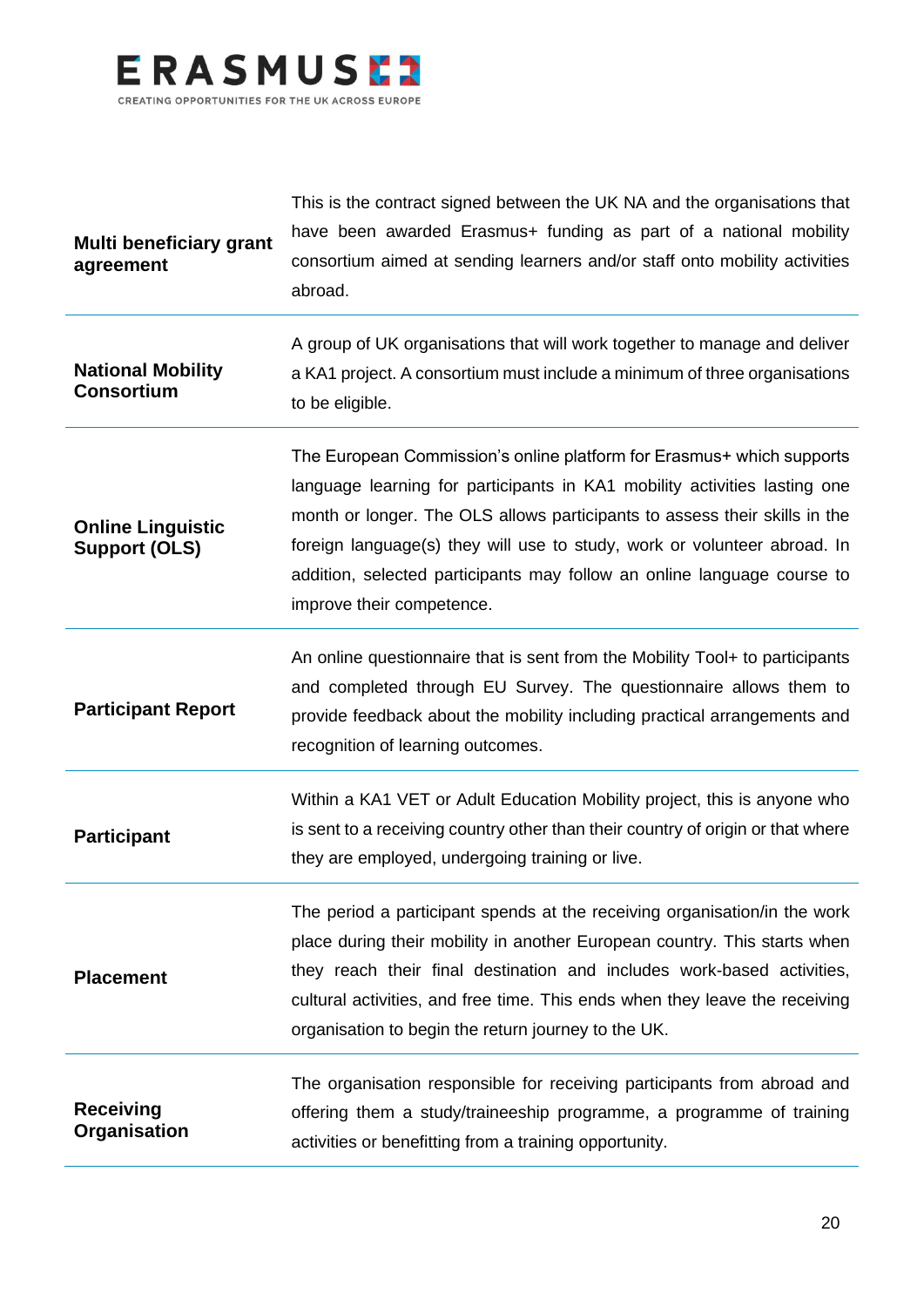| | |
|---|---|
| **Multi beneficiary grant agreement** | This is the contract signed between the UK NA and the organisations that have been awarded Erasmus+ funding as part of a national mobility consortium aimed at sending learners and/or staff onto mobility activities abroad. |
| **National Mobility Consortium** | A group of UK organisations that will work together to manage and deliver a KA1 project. A consortium must include a minimum of three organisations to be eligible. |
| **Online Linguistic Support (OLS)** | The European Commission's online platform for Erasmus+ which supports language learning for participants in KA1 mobility activities lasting one month or longer. The OLS allows participants to assess their skills in the foreign language(s) they will use to study, work or volunteer abroad. In addition, selected participants may follow an online language course to improve their competence. |
| **Participant Report** | An online questionnaire that is sent from the Mobility Tool+ to participants and completed through EU Survey. The questionnaire allows them to provide feedback about the mobility including practical arrangements and recognition of learning outcomes. |
| **Participant** | Within a KA1 VET or Adult Education Mobility project, this is anyone who is sent to a receiving country other than their country of origin or that where they are employed, undergoing training or live. |
| **Placement** | The period a participant spends at the receiving organisation/in the work place during their mobility in another European country. This starts when they reach their final destination and includes work-based activities, cultural activities, and free time. This ends when they leave the receiving organisation to begin the return journey to the UK. |
| **Receiving Organisation** | The organisation responsible for receiving participants from abroad and offering them a study/traineeship programme, a programme of training activities or benefitting from a training opportunity. |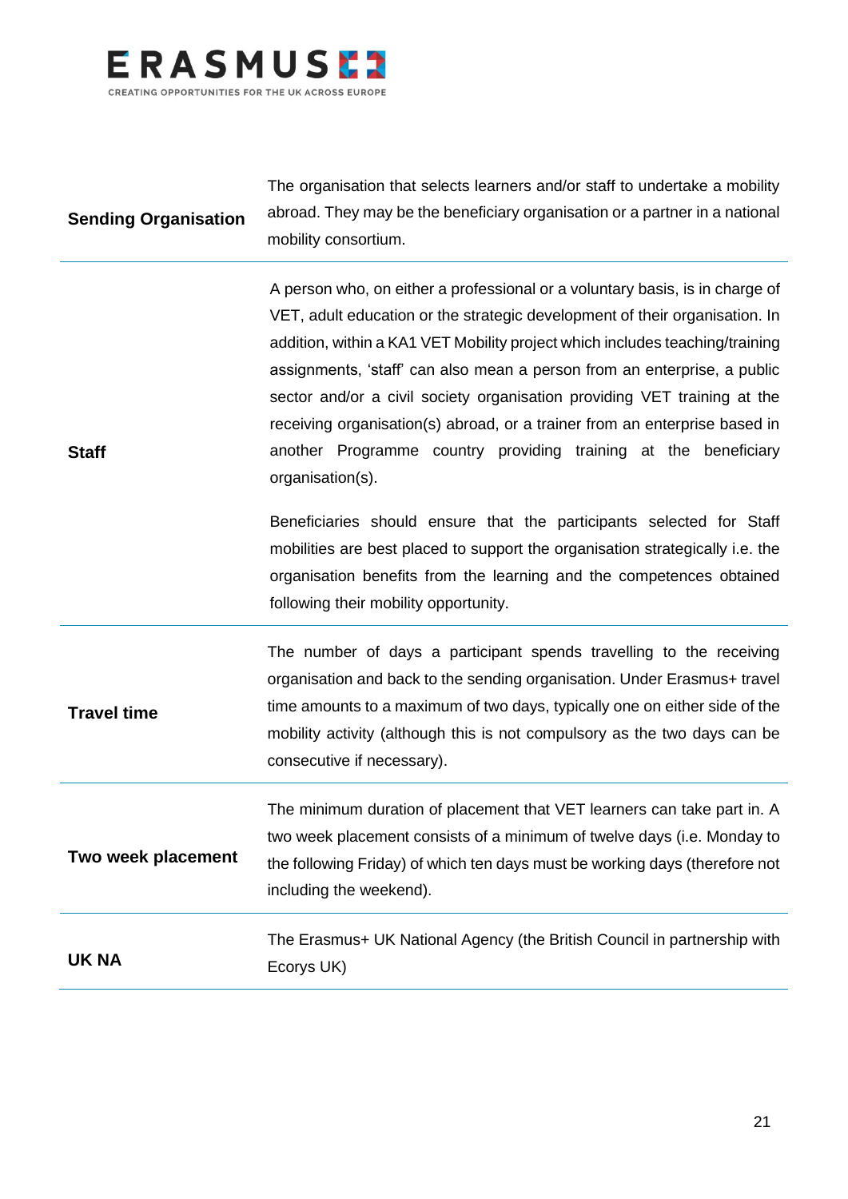| | |
|---|---|
| **Sending Organisation** | The organisation that selects learners and/or staff to undertake a mobility abroad. They may be the beneficiary organisation or a partner in a national mobility consortium. |
| **Staff** | A person who, on either a professional or a voluntary basis, is in charge of VET, adult education or the strategic development of their organisation. In addition, within a KA1 VET Mobility project which includes teaching/training assignments, 'staff' can also mean a person from an enterprise, a public sector and/or a civil society organisation providing VET training at the receiving organisation(s) abroad, or a trainer from an enterprise based in another Programme country providing training at the beneficiary organisation(s).<br><br>Beneficiaries should ensure that the participants selected for Staff mobilities are best placed to support the organisation strategically i.e. the organisation benefits from the learning and the competences obtained following their mobility opportunity. |
| **Travel time** | The number of days a participant spends travelling to the receiving organisation and back to the sending organisation. Under Erasmus+ travel time amounts to a maximum of two days, typically one on either side of the mobility activity (although this is not compulsory as the two days can be consecutive if necessary). |
| **Two week placement** | The minimum duration of placement that VET learners can take part in. A two week placement consists of a minimum of twelve days (i.e. Monday to the following Friday) of which ten days must be working days (therefore not including the weekend). |
| **UK NA** | The Erasmus+ UK National Agency (the British Council in partnership with Ecorys UK) |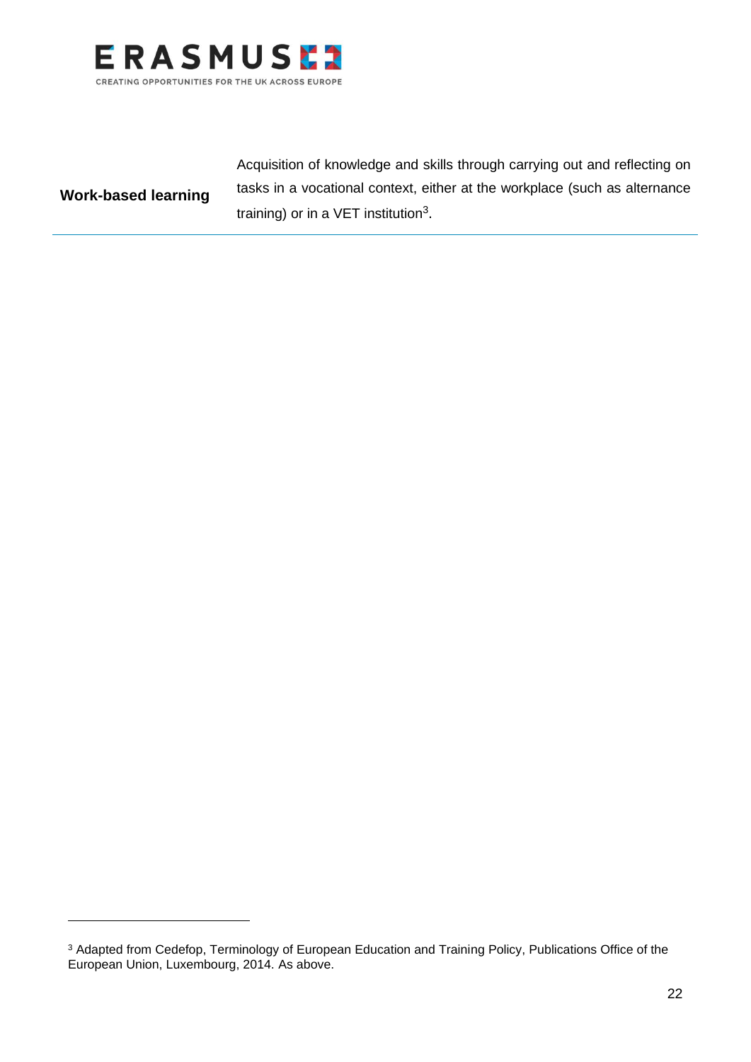| | |
|---|---|
| **Work-based learning** | Acquisition of knowledge and skills through carrying out and reflecting on tasks in a vocational context, either at the workplace (such as alternance training) or in a VET institution[3]. |

[3] Adapted from Cedefop, Terminology of European Education and Training Policy, Publications Office of the European Union, Luxembourg, 2014. As above.